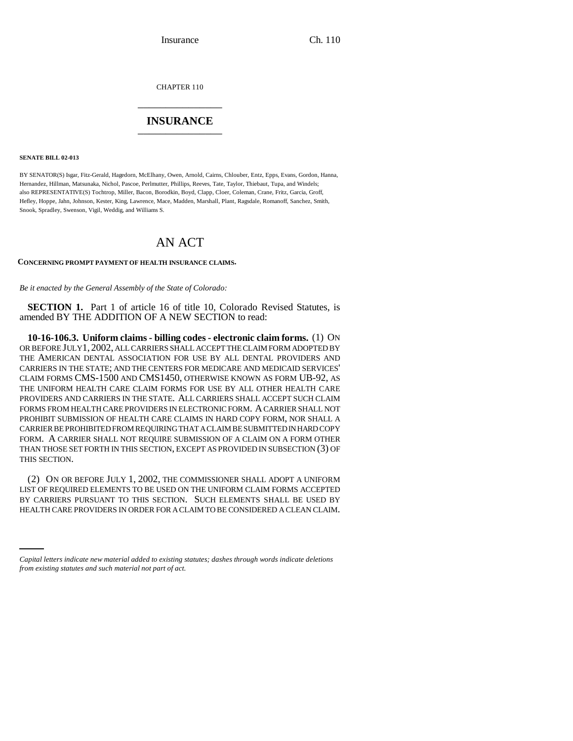CHAPTER 110

# INSURANCE

**SENATE BILL 02-013**

BY SENATOR(S) Isgar, Fitz-Gerald, Hagedorn, McElhany, Owen, Arnold, Cairns, Chlouber, Entz, Epps, Evans, Gordon, Hanna, Hernandez, Hillman, Matsunaka, Nichol, Pascoe, Perlmutter, Phillips, Reeves, Tate, Taylor, Thiebaut, Tupa, and Windels; also REPRESENTATIVE(S) Tochtrop, Miller, Bacon, Borodkin, Boyd, Clapp, Cloer, Coleman, Crane, Fritz, Garcia, Groff, Hefley, Hoppe, Jahn, Johnson, Kester, King, Lawrence, Mace, Madden, Marshall, Plant, Ragsdale, Romanoff, Sanchez, Smith, Snook, Spradley, Swenson, Vigil, Weddig, and Williams S.

# AN ACT

**CONCERNING PROMPT PAYMENT OF HEALTH INSURANCE CLAIMS.**

*Be it enacted by the General Assembly of the State of Colorado:*

**SECTION 1.** Part 1 of article 16 of title 10, Colorado Revised Statutes, is amended BY THE ADDITION OF A NEW SECTION to read:

**10-16-106.3. Uniform claims - billing codes - electronic claim forms.** (1) ON OR BEFORE JULY 1, 2002, ALL CARRIERS SHALL ACCEPT THE CLAIM FORM ADOPTED BY THE AMERICAN DENTAL ASSOCIATION FOR USE BY ALL DENTAL PROVIDERS AND CARRIERS IN THE STATE; AND THE CENTERS FOR MEDICARE AND MEDICAID SERVICES' CLAIM FORMS CMS-1500 AND CMS1450, OTHERWISE KNOWN AS FORM UB-92, AS THE UNIFORM HEALTH CARE CLAIM FORMS FOR USE BY ALL OTHER HEALTH CARE PROVIDERS AND CARRIERS IN THE STATE. ALL CARRIERS SHALL ACCEPT SUCH CLAIM FORMS FROM HEALTH CARE PROVIDERS IN ELECTRONIC FORM. A CARRIER SHALL NOT PROHIBIT SUBMISSION OF HEALTH CARE CLAIMS IN HARD COPY FORM, NOR SHALL A CARRIER BE PROHIBITED FROM REQUIRING THAT A CLAIM BE SUBMITTED IN HARD COPY FORM. A CARRIER SHALL NOT REQUIRE SUBMISSION OF A CLAIM ON A FORM OTHER THAN THOSE SET FORTH IN THIS SECTION, EXCEPT AS PROVIDED IN SUBSECTION (3) OF THIS SECTION.

(2) ON OR BEFORE JULY 1, 2002, THE COMMISSIONER SHALL ADOPT A UNIFORM LIST OF REQUIRED ELEMENTS TO BE USED ON THE UNIFORM CLAIM FORMS ACCEPTED BY CARRIERS PURSUANT TO THIS SECTION. SUCH ELEMENTS SHALL BE USED BY HEALTH CARE PROVIDERS IN ORDER FOR A CLAIM TO BE CONSIDERED A CLEAN CLAIM.

*Capital letters indicate new material added to existing statutes; dashes through words indicate deletions from existing statutes and such material not part of act.*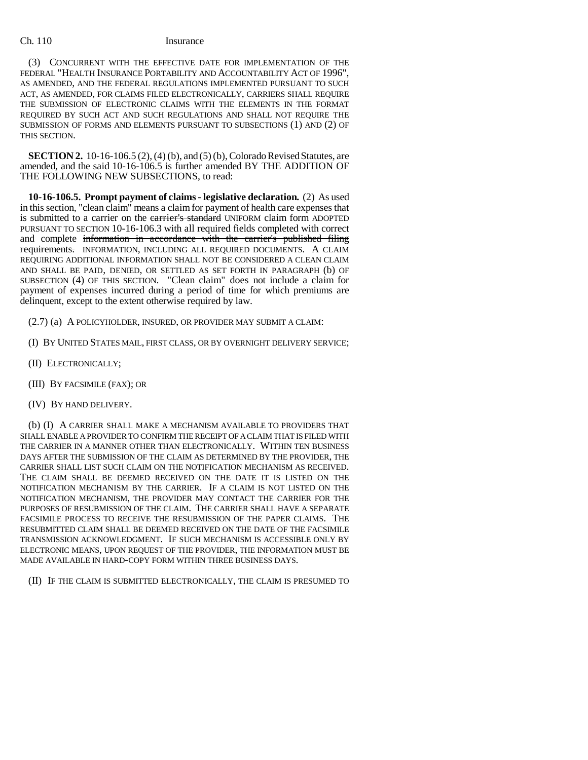(3) CONCURRENT WITH THE EFFECTIVE DATE FOR IMPLEMENTATION OF THE FEDERAL "HEALTH INSURANCE PORTABILITY AND ACCOUNTABILITY ACT OF 1996", AS AMENDED, AND THE FEDERAL REGULATIONS IMPLEMENTED PURSUANT TO SUCH ACT, AS AMENDED, FOR CLAIMS FILED ELECTRONICALLY, CARRIERS SHALL REQUIRE THE SUBMISSION OF ELECTRONIC CLAIMS WITH THE ELEMENTS IN THE FORMAT REQUIRED BY SUCH ACT AND SUCH REGULATIONS AND SHALL NOT REQUIRE THE SUBMISSION OF FORMS AND ELEMENTS PURSUANT TO SUBSECTIONS (1) AND (2) OF THIS SECTION.

**SECTION 2.** 10-16-106.5 (2), (4) (b), and (5) (b), Colorado Revised Statutes, are amended, and the said 10-16-106.5 is further amended BY THE ADDITION OF THE FOLLOWING NEW SUBSECTIONS, to read:

**10-16-106.5. Prompt payment of claims - legislative declaration.** (2) As used in this section, "clean claim" means a claim for payment of health care expenses that is submitted to a carrier on the ~~carrier's standard~~ UNIFORM claim form ADOPTED PURSUANT TO SECTION 10-16-106.3 with all required fields completed with correct and complete ~~information in accordance with the carrier's published filing requirements.~~ INFORMATION, INCLUDING ALL REQUIRED DOCUMENTS. A CLAIM REQUIRING ADDITIONAL INFORMATION SHALL NOT BE CONSIDERED A CLEAN CLAIM AND SHALL BE PAID, DENIED, OR SETTLED AS SET FORTH IN PARAGRAPH (b) OF SUBSECTION (4) OF THIS SECTION. "Clean claim" does not include a claim for payment of expenses incurred during a period of time for which premiums are delinquent, except to the extent otherwise required by law.

(2.7) (a) A POLICYHOLDER, INSURED, OR PROVIDER MAY SUBMIT A CLAIM:

(I) BY UNITED STATES MAIL, FIRST CLASS, OR BY OVERNIGHT DELIVERY SERVICE;

(II) ELECTRONICALLY;

(III) BY FACSIMILE (FAX); OR

(IV) BY HAND DELIVERY.

(b) (I) A CARRIER SHALL MAKE A MECHANISM AVAILABLE TO PROVIDERS THAT SHALL ENABLE A PROVIDER TO CONFIRM THE RECEIPT OF A CLAIM THAT IS FILED WITH THE CARRIER IN A MANNER OTHER THAN ELECTRONICALLY. WITHIN TEN BUSINESS DAYS AFTER THE SUBMISSION OF THE CLAIM AS DETERMINED BY THE PROVIDER, THE CARRIER SHALL LIST SUCH CLAIM ON THE NOTIFICATION MECHANISM AS RECEIVED. THE CLAIM SHALL BE DEEMED RECEIVED ON THE DATE IT IS LISTED ON THE NOTIFICATION MECHANISM BY THE CARRIER. IF A CLAIM IS NOT LISTED ON THE NOTIFICATION MECHANISM, THE PROVIDER MAY CONTACT THE CARRIER FOR THE PURPOSES OF RESUBMISSION OF THE CLAIM. THE CARRIER SHALL HAVE A SEPARATE FACSIMILE PROCESS TO RECEIVE THE RESUBMISSION OF THE PAPER CLAIMS. THE RESUBMITTED CLAIM SHALL BE DEEMED RECEIVED ON THE DATE OF THE FACSIMILE TRANSMISSION ACKNOWLEDGMENT. IF SUCH MECHANISM IS ACCESSIBLE ONLY BY ELECTRONIC MEANS, UPON REQUEST OF THE PROVIDER, THE INFORMATION MUST BE MADE AVAILABLE IN HARD-COPY FORM WITHIN THREE BUSINESS DAYS.

(II) IF THE CLAIM IS SUBMITTED ELECTRONICALLY, THE CLAIM IS PRESUMED TO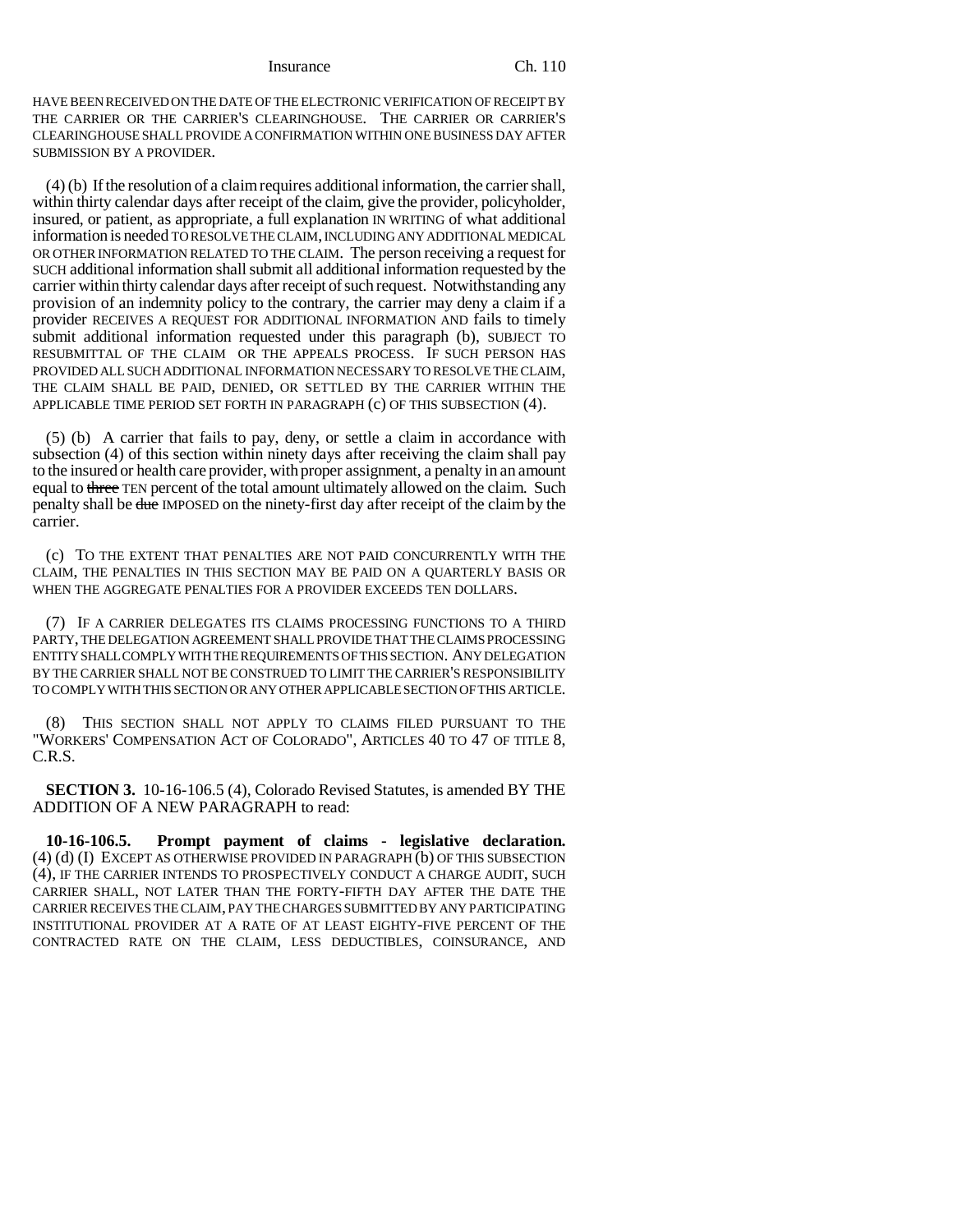HAVE BEEN RECEIVED ON THE DATE OF THE ELECTRONIC VERIFICATION OF RECEIPT BY THE CARRIER OR THE CARRIER'S CLEARINGHOUSE. THE CARRIER OR CARRIER'S CLEARINGHOUSE SHALL PROVIDE A CONFIRMATION WITHIN ONE BUSINESS DAY AFTER SUBMISSION BY A PROVIDER.

(4) (b) If the resolution of a claim requires additional information, the carrier shall, within thirty calendar days after receipt of the claim, give the provider, policyholder, insured, or patient, as appropriate, a full explanation IN WRITING of what additional information is needed TO RESOLVE THE CLAIM, INCLUDING ANY ADDITIONAL MEDICAL OR OTHER INFORMATION RELATED TO THE CLAIM. The person receiving a request for SUCH additional information shall submit all additional information requested by the carrier within thirty calendar days after receipt of such request. Notwithstanding any provision of an indemnity policy to the contrary, the carrier may deny a claim if a provider RECEIVES A REQUEST FOR ADDITIONAL INFORMATION AND fails to timely submit additional information requested under this paragraph (b), SUBJECT TO RESUBMITTAL OF THE CLAIM OR THE APPEALS PROCESS. IF SUCH PERSON HAS PROVIDED ALL SUCH ADDITIONAL INFORMATION NECESSARY TO RESOLVE THE CLAIM, THE CLAIM SHALL BE PAID, DENIED, OR SETTLED BY THE CARRIER WITHIN THE APPLICABLE TIME PERIOD SET FORTH IN PARAGRAPH (c) OF THIS SUBSECTION (4).

(5) (b) A carrier that fails to pay, deny, or settle a claim in accordance with subsection (4) of this section within ninety days after receiving the claim shall pay to the insured or health care provider, with proper assignment, a penalty in an amount equal to ~~three~~ TEN percent of the total amount ultimately allowed on the claim. Such penalty shall be ~~due~~ IMPOSED on the ninety-first day after receipt of the claim by the carrier.

(c) TO THE EXTENT THAT PENALTIES ARE NOT PAID CONCURRENTLY WITH THE CLAIM, THE PENALTIES IN THIS SECTION MAY BE PAID ON A QUARTERLY BASIS OR WHEN THE AGGREGATE PENALTIES FOR A PROVIDER EXCEEDS TEN DOLLARS.

(7) IF A CARRIER DELEGATES ITS CLAIMS PROCESSING FUNCTIONS TO A THIRD PARTY, THE DELEGATION AGREEMENT SHALL PROVIDE THAT THE CLAIMS PROCESSING ENTITY SHALL COMPLY WITH THE REQUIREMENTS OF THIS SECTION. ANY DELEGATION BY THE CARRIER SHALL NOT BE CONSTRUED TO LIMIT THE CARRIER'S RESPONSIBILITY TO COMPLY WITH THIS SECTION OR ANY OTHER APPLICABLE SECTION OF THIS ARTICLE.

(8) THIS SECTION SHALL NOT APPLY TO CLAIMS FILED PURSUANT TO THE "WORKERS' COMPENSATION ACT OF COLORADO", ARTICLES 40 TO 47 OF TITLE 8, C.R.S.

**SECTION 3.** 10-16-106.5 (4), Colorado Revised Statutes, is amended BY THE ADDITION OF A NEW PARAGRAPH to read:

**10-16-106.5. Prompt payment of claims - legislative declaration.** (4) (d) (I) EXCEPT AS OTHERWISE PROVIDED IN PARAGRAPH (b) OF THIS SUBSECTION (4), IF THE CARRIER INTENDS TO PROSPECTIVELY CONDUCT A CHARGE AUDIT, SUCH CARRIER SHALL, NOT LATER THAN THE FORTY-FIFTH DAY AFTER THE DATE THE CARRIER RECEIVES THE CLAIM, PAY THE CHARGES SUBMITTED BY ANY PARTICIPATING INSTITUTIONAL PROVIDER AT A RATE OF AT LEAST EIGHTY-FIVE PERCENT OF THE CONTRACTED RATE ON THE CLAIM, LESS DEDUCTIBLES, COINSURANCE, AND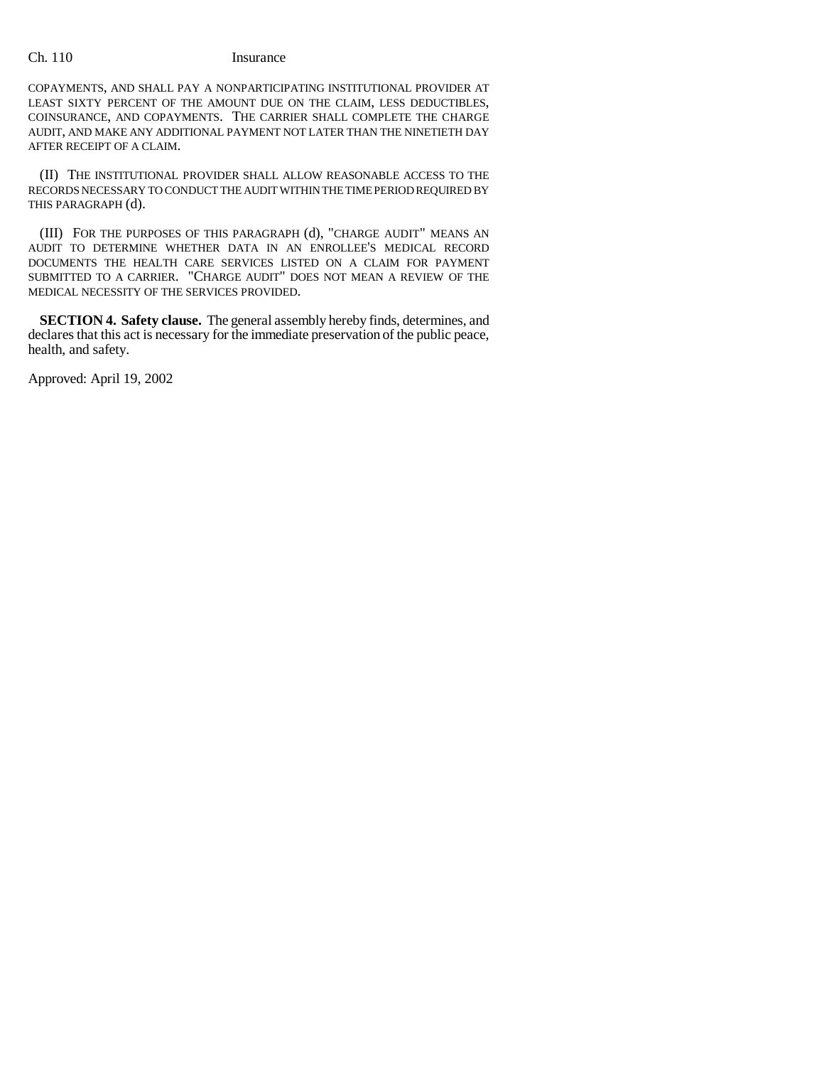COPAYMENTS, AND SHALL PAY A NONPARTICIPATING INSTITUTIONAL PROVIDER AT LEAST SIXTY PERCENT OF THE AMOUNT DUE ON THE CLAIM, LESS DEDUCTIBLES, COINSURANCE, AND COPAYMENTS. THE CARRIER SHALL COMPLETE THE CHARGE AUDIT, AND MAKE ANY ADDITIONAL PAYMENT NOT LATER THAN THE NINETIETH DAY AFTER RECEIPT OF A CLAIM.

(II) THE INSTITUTIONAL PROVIDER SHALL ALLOW REASONABLE ACCESS TO THE RECORDS NECESSARY TO CONDUCT THE AUDIT WITHIN THE TIME PERIOD REQUIRED BY THIS PARAGRAPH (d).

(III) FOR THE PURPOSES OF THIS PARAGRAPH (d), "CHARGE AUDIT" MEANS AN AUDIT TO DETERMINE WHETHER DATA IN AN ENROLLEE'S MEDICAL RECORD DOCUMENTS THE HEALTH CARE SERVICES LISTED ON A CLAIM FOR PAYMENT SUBMITTED TO A CARRIER. "CHARGE AUDIT" DOES NOT MEAN A REVIEW OF THE MEDICAL NECESSITY OF THE SERVICES PROVIDED.

**SECTION 4. Safety clause.** The general assembly hereby finds, determines, and declares that this act is necessary for the immediate preservation of the public peace, health, and safety.

Approved: April 19, 2002